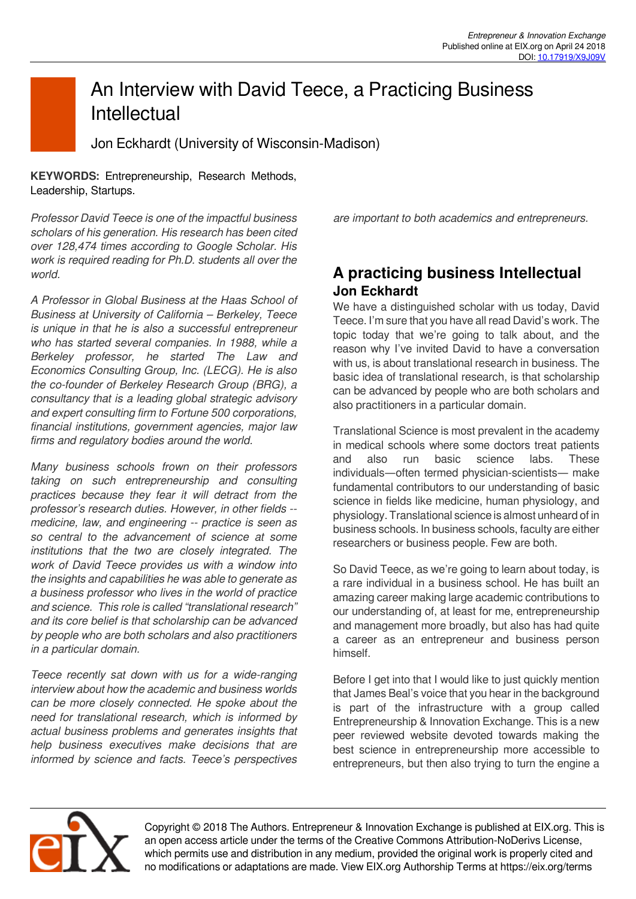# An Interview with David Teece, a Practicing Business Intellectual

Jon Eckhardt (University of Wisconsin-Madison)

**KEYWORDS:** Entrepreneurship, Research Methods, Leadership, Startups.

*Professor David Teece is one of the impactful business scholars of his generation. His research has been cited over 128,474 times according to Google Scholar. His work is required reading for Ph.D. students all over the world.*

*A Professor in Global Business at the Haas School of Business at University of California – Berkeley, Teece is unique in that he is also a successful entrepreneur who has started several companies. In 1988, while a Berkeley professor, he started The Law and Economics Consulting Group, Inc. (LECG). He is also the co-founder of Berkeley Research Group (BRG), a consultancy that is a leading global strategic advisory and expert consulting firm to Fortune 500 corporations, financial institutions, government agencies, major law firms and regulatory bodies around the world.*

*Many business schools frown on their professors taking on such entrepreneurship and consulting practices because they fear it will detract from the professor's research duties. However, in other fields -- medicine, law, and engineering -- practice is seen as so central to the advancement of science at some institutions that the two are closely integrated. The work of David Teece provides us with a window into the insights and capabilities he was able to generate as a business professor who lives in the world of practice and science. This role is called "translational research" and its core belief is that scholarship can be advanced by people who are both scholars and also practitioners in a particular domain.*

*Teece recently sat down with us for a wide-ranging interview about how the academic and business worlds can be more closely connected. He spoke about the need for translational research, which is informed by actual business problems and generates insights that help business executives make decisions that are informed by science and facts. Teece's perspectives are important to both academics and entrepreneurs.*

## A practicing business Intellectual

**Jon Eckhardt**

We have a distinguished scholar with us today, David Teece. I'm sure that you have all read David's work. The topic today that we're going to talk about, and the reason why I've invited David to have a conversation with us, is about translational research in business. The basic idea of translational research, is that scholarship can be advanced by people who are both scholars and also practitioners in a particular domain.

Translational Science is most prevalent in the academy in medical schools where some doctors treat patients and also run basic science labs. These individuals—often termed physician-scientists— make fundamental contributors to our understanding of basic science in fields like medicine, human physiology, and physiology. Translational science is almost unheard of in business schools. In business schools, faculty are either researchers or business people. Few are both.

So David Teece, as we're going to learn about today, is a rare individual in a business school. He has built an amazing career making large academic contributions to our understanding of, at least for me, entrepreneurship and management more broadly, but also has had quite a career as an entrepreneur and business person himself.

Before I get into that I would like to just quickly mention that James Beal's voice that you hear in the background is part of the infrastructure with a group called Entrepreneurship & Innovation Exchange. This is a new peer reviewed website devoted towards making the best science in entrepreneurship more accessible to entrepreneurs, but then also trying to turn the engine a

Copyright © 2018 The Authors. Entrepreneur & Innovation Exchange is published at EIX.org. This is an open access article under the terms of the Creative Commons Attribution-NoDerivs License, which permits use and distribution in any medium, provided the original work is properly cited and no modifications or adaptations are made. View EIX.org Authorship Terms at https://eix.org/terms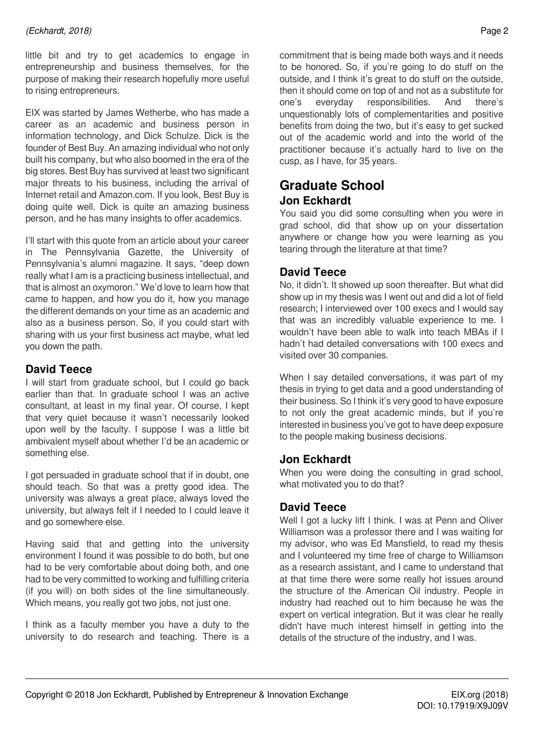little bit and try to get academics to engage in entrepreneurship and business themselves, for the purpose of making their research hopefully more useful to rising entrepreneurs.

EIX was started by James Wetherbe, who has made a career as an academic and business person in information technology, and Dick Schulze. Dick is the founder of Best Buy. An amazing individual who not only built his company, but who also boomed in the era of the big stores. Best Buy has survived at least two significant major threats to his business, including the arrival of Internet retail and Amazon.com. If you look, Best Buy is doing quite well. Dick is quite an amazing business person, and he has many insights to offer academics.

I'll start with this quote from an article about your career in The Pennsylvania Gazette, the University of Pennsylvania's alumni magazine. It says, "deep down really what I am is a practicing business intellectual, and that is almost an oxymoron." We'd love to learn how that came to happen, and how you do it, how you manage the different demands on your time as an academic and also as a business person. So, if you could start with sharing with us your first business act maybe, what led you down the path.

### David Teece

I will start from graduate school, but I could go back earlier than that. In graduate school I was an active consultant, at least in my final year. Of course, I kept that very quiet because it wasn't necessarily looked upon well by the faculty. I suppose I was a little bit ambivalent myself about whether I'd be an academic or something else.

I got persuaded in graduate school that if in doubt, one should teach. So that was a pretty good idea. The university was always a great place, always loved the university, but always felt if I needed to I could leave it and go somewhere else.

Having said that and getting into the university environment I found it was possible to do both, but one had to be very comfortable about doing both, and one had to be very committed to working and fulfilling criteria (if you will) on both sides of the line simultaneously. Which means, you really got two jobs, not just one.

I think as a faculty member you have a duty to the university to do research and teaching. There is a commitment that is being made both ways and it needs to be honored. So, if you're going to do stuff on the outside, and I think it's great to do stuff on the outside, then it should come on top of and not as a substitute for one's everyday responsibilities. And there's unquestionably lots of complementarities and positive benefits from doing the two, but it's easy to get sucked out of the academic world and into the world of the practitioner because it's actually hard to live on the cusp, as I have, for 35 years.

## Graduate School

### Jon Eckhardt

You said you did some consulting when you were in grad school, did that show up on your dissertation anywhere or change how you were learning as you tearing through the literature at that time?

### David Teece

No, it didn't. It showed up soon thereafter. But what did show up in my thesis was I went out and did a lot of field research; I interviewed over 100 execs and I would say that was an incredibly valuable experience to me. I wouldn't have been able to walk into teach MBAs if I hadn't had detailed conversations with 100 execs and visited over 30 companies.

When I say detailed conversations, it was part of my thesis in trying to get data and a good understanding of their business. So I think it's very good to have exposure to not only the great academic minds, but if you're interested in business you've got to have deep exposure to the people making business decisions.

### Jon Eckhardt

When you were doing the consulting in grad school, what motivated you to do that?

### David Teece

Well I got a lucky lift I think. I was at Penn and Oliver Williamson was a professor there and I was waiting for my advisor, who was Ed Mansfield, to read my thesis and I volunteered my time free of charge to Williamson as a research assistant, and I came to understand that at that time there were some really hot issues around the structure of the American Oil industry. People in industry had reached out to him because he was the expert on vertical integration. But it was clear he really didn't have much interest himself in getting into the details of the structure of the industry, and I was.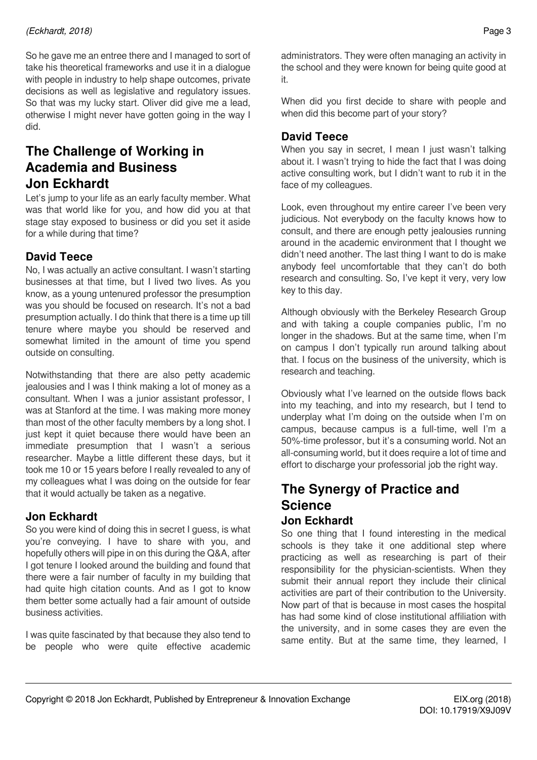So he gave me an entree there and I managed to sort of take his theoretical frameworks and use it in a dialogue with people in industry to help shape outcomes, private decisions as well as legislative and regulatory issues. So that was my lucky start. Oliver did give me a lead, otherwise I might never have gotten going in the way I did.

## The Challenge of Working in Academia and Business

### Jon Eckhardt

Let's jump to your life as an early faculty member. What was that world like for you, and how did you at that stage stay exposed to business or did you set it aside for a while during that time?

### David Teece

No, I was actually an active consultant. I wasn't starting businesses at that time, but I lived two lives. As you know, as a young untenured professor the presumption was you should be focused on research. It's not a bad presumption actually. I do think that there is a time up till tenure where maybe you should be reserved and somewhat limited in the amount of time you spend outside on consulting.

Notwithstanding that there are also petty academic jealousies and I was I think making a lot of money as a consultant. When I was a junior assistant professor, I was at Stanford at the time. I was making more money than most of the other faculty members by a long shot. I just kept it quiet because there would have been an immediate presumption that I wasn't a serious researcher. Maybe a little different these days, but it took me 10 or 15 years before I really revealed to any of my colleagues what I was doing on the outside for fear that it would actually be taken as a negative.

### Jon Eckhardt

So you were kind of doing this in secret I guess, is what you're conveying. I have to share with you, and hopefully others will pipe in on this during the Q&A, after I got tenure I looked around the building and found that there were a fair number of faculty in my building that had quite high citation counts. And as I got to know them better some actually had a fair amount of outside business activities.

I was quite fascinated by that because they also tend to be people who were quite effective academic administrators. They were often managing an activity in the school and they were known for being quite good at it.

When did you first decide to share with people and when did this become part of your story?

### David Teece

When you say in secret, I mean I just wasn't talking about it. I wasn't trying to hide the fact that I was doing active consulting work, but I didn't want to rub it in the face of my colleagues.

Look, even throughout my entire career I've been very judicious. Not everybody on the faculty knows how to consult, and there are enough petty jealousies running around in the academic environment that I thought we didn't need another. The last thing I want to do is make anybody feel uncomfortable that they can't do both research and consulting. So, I've kept it very, very low key to this day.

Although obviously with the Berkeley Research Group and with taking a couple companies public, I'm no longer in the shadows. But at the same time, when I'm on campus I don't typically run around talking about that. I focus on the business of the university, which is research and teaching.

Obviously what I've learned on the outside flows back into my teaching, and into my research, but I tend to underplay what I'm doing on the outside when I'm on campus, because campus is a full-time, well I'm a 50%-time professor, but it's a consuming world. Not an all-consuming world, but it does require a lot of time and effort to discharge your professorial job the right way.

## The Synergy of Practice and Science

### Jon Eckhardt

So one thing that I found interesting in the medical schools is they take it one additional step where practicing as well as researching is part of their responsibility for the physician-scientists. When they submit their annual report they include their clinical activities are part of their contribution to the University. Now part of that is because in most cases the hospital has had some kind of close institutional affiliation with the university, and in some cases they are even the same entity. But at the same time, they learned, I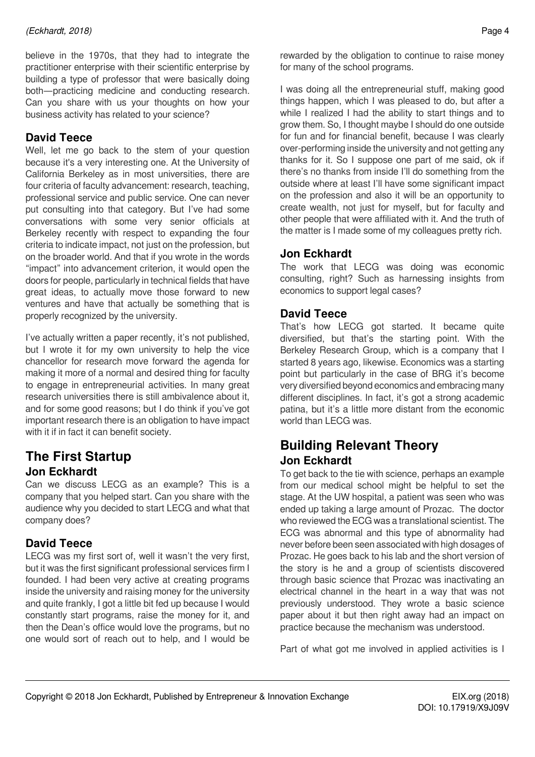believe in the 1970s, that they had to integrate the practitioner enterprise with their scientific enterprise by building a type of professor that were basically doing both—practicing medicine and conducting research. Can you share with us your thoughts on how your business activity has related to your science?

### David Teece

Well, let me go back to the stem of your question because it's a very interesting one. At the University of California Berkeley as in most universities, there are four criteria of faculty advancement: research, teaching, professional service and public service. One can never put consulting into that category. But I've had some conversations with some very senior officials at Berkeley recently with respect to expanding the four criteria to indicate impact, not just on the profession, but on the broader world. And that if you wrote in the words "impact" into advancement criterion, it would open the doors for people, particularly in technical fields that have great ideas, to actually move those forward to new ventures and have that actually be something that is properly recognized by the university.

I've actually written a paper recently, it's not published, but I wrote it for my own university to help the vice chancellor for research move forward the agenda for making it more of a normal and desired thing for faculty to engage in entrepreneurial activities. In many great research universities there is still ambivalence about it, and for some good reasons; but I do think if you've got important research there is an obligation to have impact with it if in fact it can benefit society.

## The First Startup

### Jon Eckhardt

Can we discuss LECG as an example? This is a company that you helped start. Can you share with the audience why you decided to start LECG and what that company does?

### David Teece

LECG was my first sort of, well it wasn't the very first, but it was the first significant professional services firm I founded. I had been very active at creating programs inside the university and raising money for the university and quite frankly, I got a little bit fed up because I would constantly start programs, raise the money for it, and then the Dean's office would love the programs, but no one would sort of reach out to help, and I would be rewarded by the obligation to continue to raise money for many of the school programs.

I was doing all the entrepreneurial stuff, making good things happen, which I was pleased to do, but after a while I realized I had the ability to start things and to grow them. So, I thought maybe I should do one outside for fun and for financial benefit, because I was clearly over-performing inside the university and not getting any thanks for it. So I suppose one part of me said, ok if there's no thanks from inside I'll do something from the outside where at least I'll have some significant impact on the profession and also it will be an opportunity to create wealth, not just for myself, but for faculty and other people that were affiliated with it. And the truth of the matter is I made some of my colleagues pretty rich.

### Jon Eckhardt

The work that LECG was doing was economic consulting, right? Such as harnessing insights from economics to support legal cases?

### David Teece

That's how LECG got started. It became quite diversified, but that's the starting point. With the Berkeley Research Group, which is a company that I started 8 years ago, likewise. Economics was a starting point but particularly in the case of BRG it's become very diversified beyond economics and embracing many different disciplines. In fact, it's got a strong academic patina, but it's a little more distant from the economic world than LECG was.

## Building Relevant Theory

### Jon Eckhardt

To get back to the tie with science, perhaps an example from our medical school might be helpful to set the stage. At the UW hospital, a patient was seen who was ended up taking a large amount of Prozac. The doctor who reviewed the ECG was a translational scientist. The ECG was abnormal and this type of abnormality had never before been seen associated with high dosages of Prozac. He goes back to his lab and the short version of the story is he and a group of scientists discovered through basic science that Prozac was inactivating an electrical channel in the heart in a way that was not previously understood. They wrote a basic science paper about it but then right away had an impact on practice because the mechanism was understood.

Part of what got me involved in applied activities is I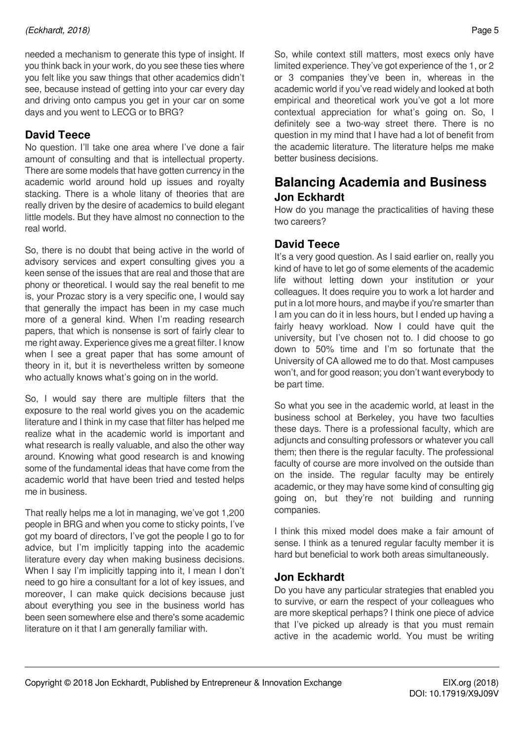needed a mechanism to generate this type of insight. If you think back in your work, do you see these ties where you felt like you saw things that other academics didn't see, because instead of getting into your car every day and driving onto campus you get in your car on some days and you went to LECG or to BRG?

### David Teece

No question. I'll take one area where I've done a fair amount of consulting and that is intellectual property. There are some models that have gotten currency in the academic world around hold up issues and royalty stacking. There is a whole litany of theories that are really driven by the desire of academics to build elegant little models. But they have almost no connection to the real world.

So, there is no doubt that being active in the world of advisory services and expert consulting gives you a keen sense of the issues that are real and those that are phony or theoretical. I would say the real benefit to me is, your Prozac story is a very specific one, I would say that generally the impact has been in my case much more of a general kind. When I'm reading research papers, that which is nonsense is sort of fairly clear to me right away. Experience gives me a great filter. I know when I see a great paper that has some amount of theory in it, but it is nevertheless written by someone who actually knows what's going on in the world.

So, I would say there are multiple filters that the exposure to the real world gives you on the academic literature and I think in my case that filter has helped me realize what in the academic world is important and what research is really valuable, and also the other way around. Knowing what good research is and knowing some of the fundamental ideas that have come from the academic world that have been tried and tested helps me in business.

That really helps me a lot in managing, we've got 1,200 people in BRG and when you come to sticky points, I've got my board of directors, I've got the people I go to for advice, but I'm implicitly tapping into the academic literature every day when making business decisions. When I say I'm implicitly tapping into it, I mean I don't need to go hire a consultant for a lot of key issues, and moreover, I can make quick decisions because just about everything you see in the business world has been seen somewhere else and there's some academic literature on it that I am generally familiar with.

So, while context still matters, most execs only have limited experience. They've got experience of the 1, or 2 or 3 companies they've been in, whereas in the academic world if you've read widely and looked at both empirical and theoretical work you've got a lot more contextual appreciation for what's going on. So, I definitely see a two-way street there. There is no question in my mind that I have had a lot of benefit from the academic literature. The literature helps me make better business decisions.

## Balancing Academia and Business

### Jon Eckhardt

How do you manage the practicalities of having these two careers?

### David Teece

It's a very good question. As I said earlier on, really you kind of have to let go of some elements of the academic life without letting down your institution or your colleagues. It does require you to work a lot harder and put in a lot more hours, and maybe if you're smarter than I am you can do it in less hours, but I ended up having a fairly heavy workload. Now I could have quit the university, but I've chosen not to. I did choose to go down to 50% time and I'm so fortunate that the University of CA allowed me to do that. Most campuses won't, and for good reason; you don't want everybody to be part time.

So what you see in the academic world, at least in the business school at Berkeley, you have two faculties these days. There is a professional faculty, which are adjuncts and consulting professors or whatever you call them; then there is the regular faculty. The professional faculty of course are more involved on the outside than on the inside. The regular faculty may be entirely academic, or they may have some kind of consulting gig going on, but they're not building and running companies.

I think this mixed model does make a fair amount of sense. I think as a tenured regular faculty member it is hard but beneficial to work both areas simultaneously.

### Jon Eckhardt

Do you have any particular strategies that enabled you to survive, or earn the respect of your colleagues who are more skeptical perhaps? I think one piece of advice that I've picked up already is that you must remain active in the academic world. You must be writing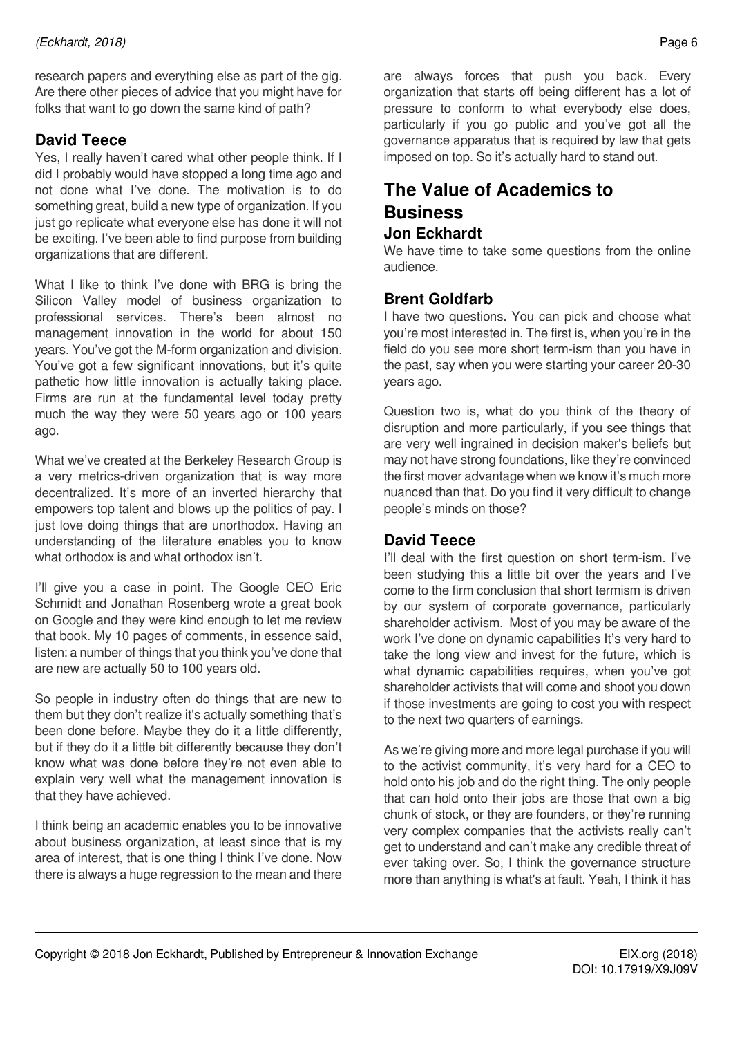research papers and everything else as part of the gig. Are there other pieces of advice that you might have for folks that want to go down the same kind of path?

### David Teece

Yes, I really haven't cared what other people think. If I did I probably would have stopped a long time ago and not done what I've done. The motivation is to do something great, build a new type of organization. If you just go replicate what everyone else has done it will not be exciting. I've been able to find purpose from building organizations that are different.

What I like to think I've done with BRG is bring the Silicon Valley model of business organization to professional services. There's been almost no management innovation in the world for about 150 years. You've got the M-form organization and division. You've got a few significant innovations, but it's quite pathetic how little innovation is actually taking place. Firms are run at the fundamental level today pretty much the way they were 50 years ago or 100 years ago.

What we've created at the Berkeley Research Group is a very metrics-driven organization that is way more decentralized. It's more of an inverted hierarchy that empowers top talent and blows up the politics of pay. I just love doing things that are unorthodox. Having an understanding of the literature enables you to know what orthodox is and what orthodox isn't.

I'll give you a case in point. The Google CEO Eric Schmidt and Jonathan Rosenberg wrote a great book on Google and they were kind enough to let me review that book. My 10 pages of comments, in essence said, listen: a number of things that you think you've done that are new are actually 50 to 100 years old.

So people in industry often do things that are new to them but they don't realize it's actually something that's been done before. Maybe they do it a little differently, but if they do it a little bit differently because they don't know what was done before they're not even able to explain very well what the management innovation is that they have achieved.

I think being an academic enables you to be innovative about business organization, at least since that is my area of interest, that is one thing I think I've done. Now there is always a huge regression to the mean and there are always forces that push you back. Every organization that starts off being different has a lot of pressure to conform to what everybody else does, particularly if you go public and you've got all the governance apparatus that is required by law that gets imposed on top. So it's actually hard to stand out.

## The Value of Academics to Business

### Jon Eckhardt

We have time to take some questions from the online audience.

### Brent Goldfarb

I have two questions. You can pick and choose what you're most interested in. The first is, when you're in the field do you see more short term-ism than you have in the past, say when you were starting your career 20-30 years ago.

Question two is, what do you think of the theory of disruption and more particularly, if you see things that are very well ingrained in decision maker's beliefs but may not have strong foundations, like they're convinced the first mover advantage when we know it's much more nuanced than that. Do you find it very difficult to change people's minds on those?

### David Teece

I'll deal with the first question on short term-ism. I've been studying this a little bit over the years and I've come to the firm conclusion that short termism is driven by our system of corporate governance, particularly shareholder activism. Most of you may be aware of the work I've done on dynamic capabilities It's very hard to take the long view and invest for the future, which is what dynamic capabilities requires, when you've got shareholder activists that will come and shoot you down if those investments are going to cost you with respect to the next two quarters of earnings.

As we're giving more and more legal purchase if you will to the activist community, it's very hard for a CEO to hold onto his job and do the right thing. The only people that can hold onto their jobs are those that own a big chunk of stock, or they are founders, or they're running very complex companies that the activists really can't get to understand and can't make any credible threat of ever taking over. So, I think the governance structure more than anything is what's at fault. Yeah, I think it has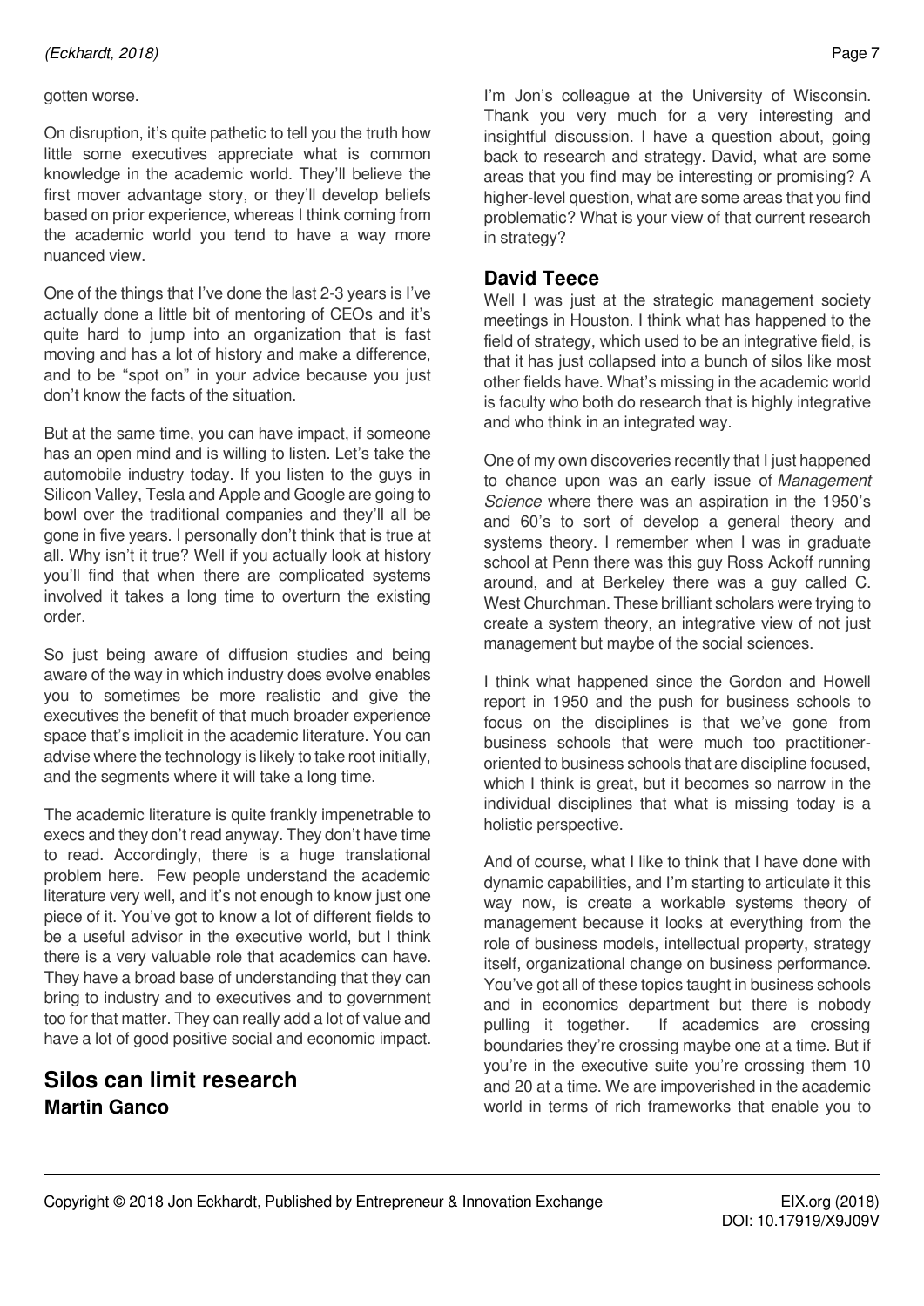gotten worse.

On disruption, it's quite pathetic to tell you the truth how little some executives appreciate what is common knowledge in the academic world. They'll believe the first mover advantage story, or they'll develop beliefs based on prior experience, whereas I think coming from the academic world you tend to have a way more nuanced view.

One of the things that I've done the last 2-3 years is I've actually done a little bit of mentoring of CEOs and it's quite hard to jump into an organization that is fast moving and has a lot of history and make a difference, and to be "spot on" in your advice because you just don't know the facts of the situation.

But at the same time, you can have impact, if someone has an open mind and is willing to listen. Let's take the automobile industry today. If you listen to the guys in Silicon Valley, Tesla and Apple and Google are going to bowl over the traditional companies and they'll all be gone in five years. I personally don't think that is true at all. Why isn't it true? Well if you actually look at history you'll find that when there are complicated systems involved it takes a long time to overturn the existing order.

So just being aware of diffusion studies and being aware of the way in which industry does evolve enables you to sometimes be more realistic and give the executives the benefit of that much broader experience space that's implicit in the academic literature. You can advise where the technology is likely to take root initially, and the segments where it will take a long time.

The academic literature is quite frankly impenetrable to execs and they don't read anyway. They don't have time to read. Accordingly, there is a huge translational problem here. Few people understand the academic literature very well, and it's not enough to know just one piece of it. You've got to know a lot of different fields to be a useful advisor in the executive world, but I think there is a very valuable role that academics can have. They have a broad base of understanding that they can bring to industry and to executives and to government too for that matter. They can really add a lot of value and have a lot of good positive social and economic impact.

## Silos can limit research

### Martin Ganco

I'm Jon's colleague at the University of Wisconsin. Thank you very much for a very interesting and insightful discussion. I have a question about, going back to research and strategy. David, what are some areas that you find may be interesting or promising? A higher-level question, what are some areas that you find problematic? What is your view of that current research in strategy?

### David Teece

Well I was just at the strategic management society meetings in Houston. I think what has happened to the field of strategy, which used to be an integrative field, is that it has just collapsed into a bunch of silos like most other fields have. What's missing in the academic world is faculty who both do research that is highly integrative and who think in an integrated way.

One of my own discoveries recently that I just happened to chance upon was an early issue of *Management Science* where there was an aspiration in the 1950's and 60's to sort of develop a general theory and systems theory. I remember when I was in graduate school at Penn there was this guy Ross Ackoff running around, and at Berkeley there was a guy called C. West Churchman. These brilliant scholars were trying to create a system theory, an integrative view of not just management but maybe of the social sciences.

I think what happened since the Gordon and Howell report in 1950 and the push for business schools to focus on the disciplines is that we've gone from business schools that were much too practitioner-oriented to business schools that are discipline focused, which I think is great, but it becomes so narrow in the individual disciplines that what is missing today is a holistic perspective.

And of course, what I like to think that I have done with dynamic capabilities, and I'm starting to articulate it this way now, is create a workable systems theory of management because it looks at everything from the role of business models, intellectual property, strategy itself, organizational change on business performance. You've got all of these topics taught in business schools and in economics department but there is nobody pulling it together. If academics are crossing boundaries they're crossing maybe one at a time. But if you're in the executive suite you're crossing them 10 and 20 at a time. We are impoverished in the academic world in terms of rich frameworks that enable you to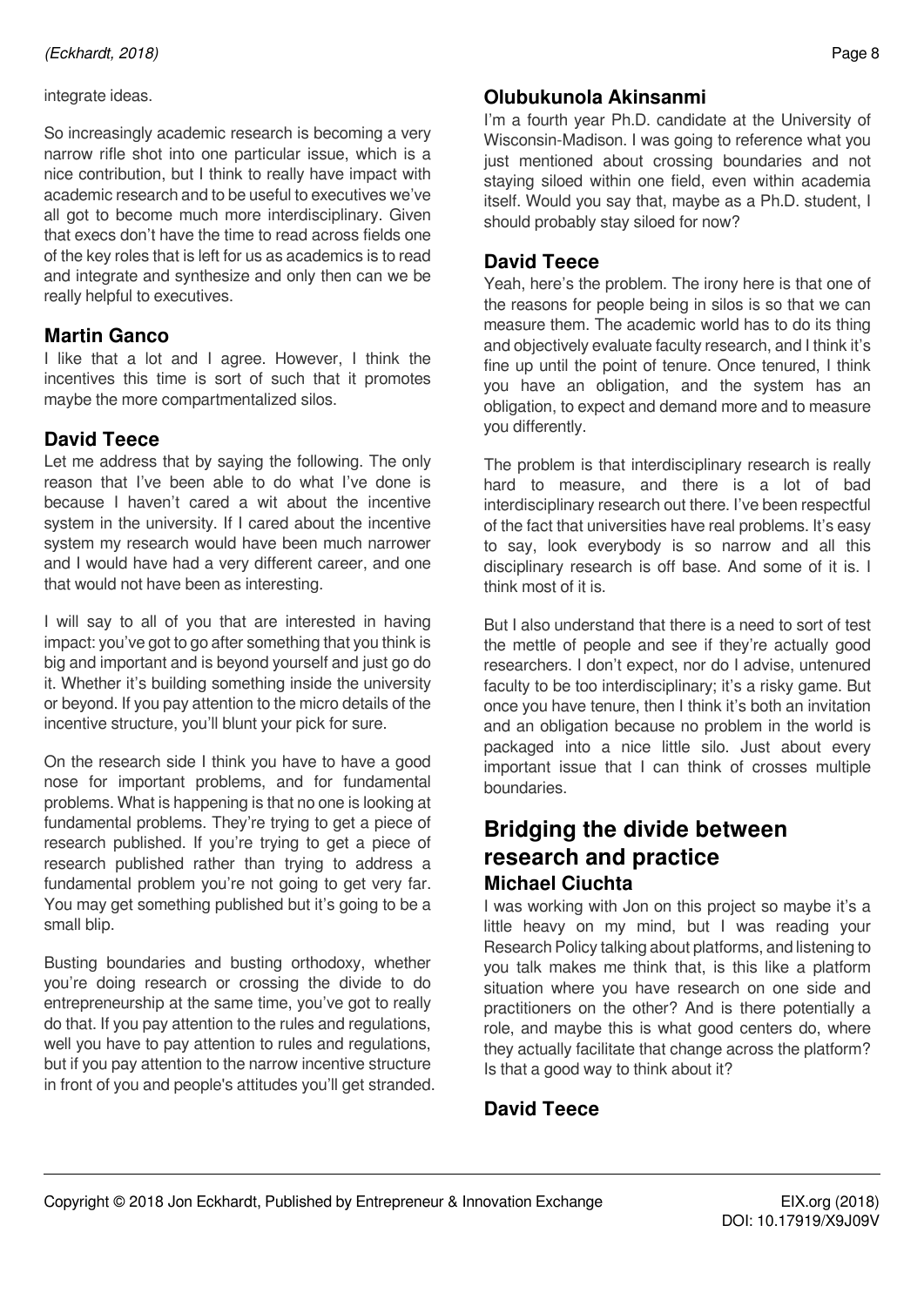integrate ideas.

So increasingly academic research is becoming a very narrow rifle shot into one particular issue, which is a nice contribution, but I think to really have impact with academic research and to be useful to executives we've all got to become much more interdisciplinary. Given that execs don't have the time to read across fields one of the key roles that is left for us as academics is to read and integrate and synthesize and only then can we be really helpful to executives.

### Martin Ganco

I like that a lot and I agree. However, I think the incentives this time is sort of such that it promotes maybe the more compartmentalized silos.

### David Teece

Let me address that by saying the following. The only reason that I've been able to do what I've done is because I haven't cared a wit about the incentive system in the university. If I cared about the incentive system my research would have been much narrower and I would have had a very different career, and one that would not have been as interesting.

I will say to all of you that are interested in having impact: you've got to go after something that you think is big and important and is beyond yourself and just go do it. Whether it's building something inside the university or beyond. If you pay attention to the micro details of the incentive structure, you'll blunt your pick for sure.

On the research side I think you have to have a good nose for important problems, and for fundamental problems. What is happening is that no one is looking at fundamental problems. They're trying to get a piece of research published. If you're trying to get a piece of research published rather than trying to address a fundamental problem you're not going to get very far. You may get something published but it's going to be a small blip.

Busting boundaries and busting orthodoxy, whether you're doing research or crossing the divide to do entrepreneurship at the same time, you've got to really do that. If you pay attention to the rules and regulations, well you have to pay attention to rules and regulations, but if you pay attention to the narrow incentive structure in front of you and people's attitudes you'll get stranded.

### Olubukunola Akinsanmi

I'm a fourth year Ph.D. candidate at the University of Wisconsin-Madison. I was going to reference what you just mentioned about crossing boundaries and not staying siloed within one field, even within academia itself. Would you say that, maybe as a Ph.D. student, I should probably stay siloed for now?

### David Teece

Yeah, here's the problem. The irony here is that one of the reasons for people being in silos is so that we can measure them. The academic world has to do its thing and objectively evaluate faculty research, and I think it's fine up until the point of tenure. Once tenured, I think you have an obligation, and the system has an obligation, to expect and demand more and to measure you differently.

The problem is that interdisciplinary research is really hard to measure, and there is a lot of bad interdisciplinary research out there. I've been respectful of the fact that universities have real problems. It's easy to say, look everybody is so narrow and all this disciplinary research is off base. And some of it is. I think most of it is.

But I also understand that there is a need to sort of test the mettle of people and see if they're actually good researchers. I don't expect, nor do I advise, untenured faculty to be too interdisciplinary; it's a risky game. But once you have tenure, then I think it's both an invitation and an obligation because no problem in the world is packaged into a nice little silo. Just about every important issue that I can think of crosses multiple boundaries.

## Bridging the divide between research and practice

### Michael Ciuchta

I was working with Jon on this project so maybe it's a little heavy on my mind, but I was reading your Research Policy talking about platforms, and listening to you talk makes me think that, is this like a platform situation where you have research on one side and practitioners on the other? And is there potentially a role, and maybe this is what good centers do, where they actually facilitate that change across the platform? Is that a good way to think about it?

### David Teece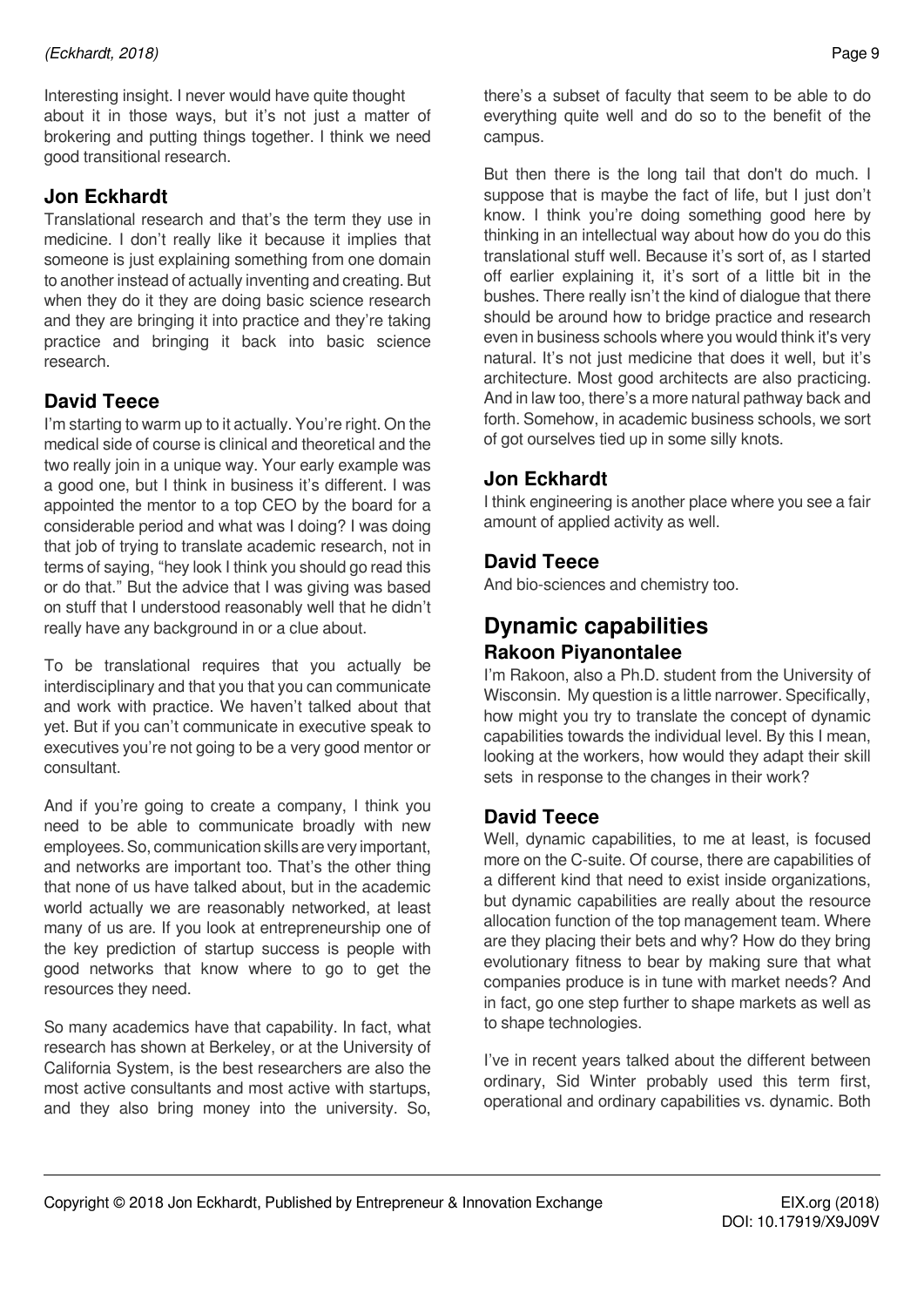Interesting insight. I never would have quite thought about it in those ways, but it's not just a matter of brokering and putting things together. I think we need good transitional research.

### Jon Eckhardt

Translational research and that's the term they use in medicine. I don't really like it because it implies that someone is just explaining something from one domain to another instead of actually inventing and creating. But when they do it they are doing basic science research and they are bringing it into practice and they're taking practice and bringing it back into basic science research.

### David Teece

I'm starting to warm up to it actually. You're right. On the medical side of course is clinical and theoretical and the two really join in a unique way. Your early example was a good one, but I think in business it's different. I was appointed the mentor to a top CEO by the board for a considerable period and what was I doing? I was doing that job of trying to translate academic research, not in terms of saying, "hey look I think you should go read this or do that." But the advice that I was giving was based on stuff that I understood reasonably well that he didn't really have any background in or a clue about.

To be translational requires that you actually be interdisciplinary and that you that you can communicate and work with practice. We haven't talked about that yet. But if you can't communicate in executive speak to executives you're not going to be a very good mentor or consultant.

And if you're going to create a company, I think you need to be able to communicate broadly with new employees. So, communication skills are very important, and networks are important too. That's the other thing that none of us have talked about, but in the academic world actually we are reasonably networked, at least many of us are. If you look at entrepreneurship one of the key prediction of startup success is people with good networks that know where to go to get the resources they need.

So many academics have that capability. In fact, what research has shown at Berkeley, or at the University of California System, is the best researchers are also the most active consultants and most active with startups, and they also bring money into the university. So, there's a subset of faculty that seem to be able to do everything quite well and do so to the benefit of the campus.

But then there is the long tail that don't do much. I suppose that is maybe the fact of life, but I just don't know. I think you're doing something good here by thinking in an intellectual way about how do you do this translational stuff well. Because it's sort of, as I started off earlier explaining it, it's sort of a little bit in the bushes. There really isn't the kind of dialogue that there should be around how to bridge practice and research even in business schools where you would think it's very natural. It's not just medicine that does it well, but it's architecture. Most good architects are also practicing. And in law too, there's a more natural pathway back and forth. Somehow, in academic business schools, we sort of got ourselves tied up in some silly knots.

### Jon Eckhardt

I think engineering is another place where you see a fair amount of applied activity as well.

### David Teece

And bio-sciences and chemistry too.

## Dynamic capabilities

### Rakoon Piyanontalee

I'm Rakoon, also a Ph.D. student from the University of Wisconsin. My question is a little narrower. Specifically, how might you try to translate the concept of dynamic capabilities towards the individual level. By this I mean, looking at the workers, how would they adapt their skill sets in response to the changes in their work?

### David Teece

Well, dynamic capabilities, to me at least, is focused more on the C-suite. Of course, there are capabilities of a different kind that need to exist inside organizations, but dynamic capabilities are really about the resource allocation function of the top management team. Where are they placing their bets and why? How do they bring evolutionary fitness to bear by making sure that what companies produce is in tune with market needs? And in fact, go one step further to shape markets as well as to shape technologies.

I've in recent years talked about the different between ordinary, Sid Winter probably used this term first, operational and ordinary capabilities vs. dynamic. Both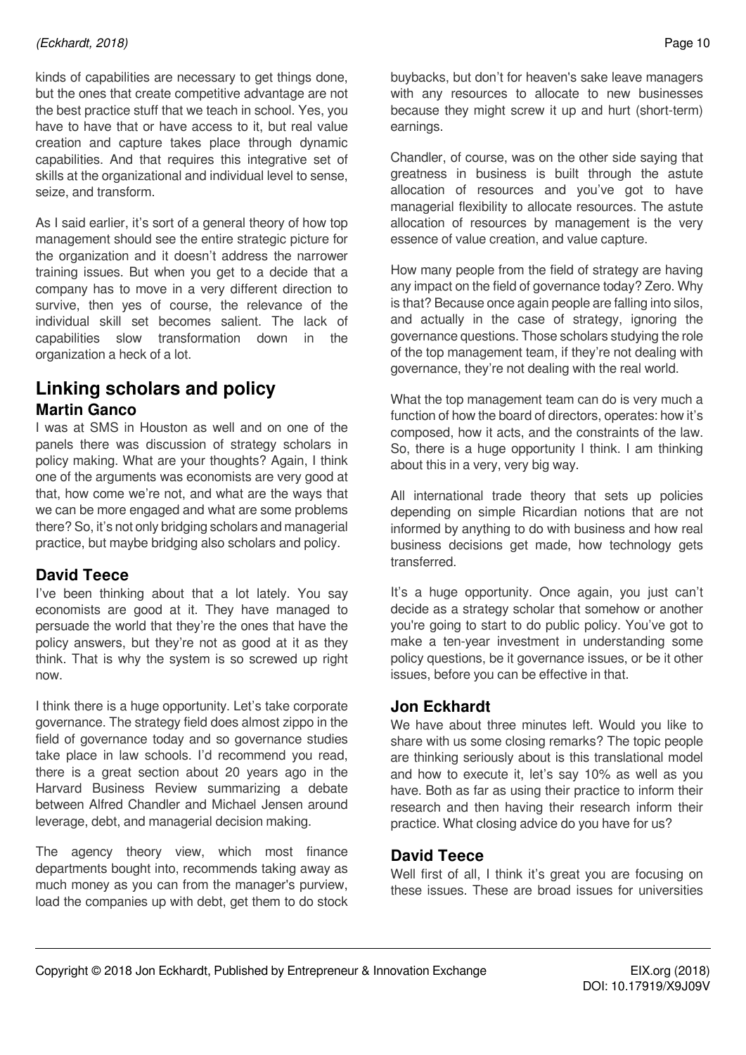kinds of capabilities are necessary to get things done, but the ones that create competitive advantage are not the best practice stuff that we teach in school. Yes, you have to have that or have access to it, but real value creation and capture takes place through dynamic capabilities. And that requires this integrative set of skills at the organizational and individual level to sense, seize, and transform.

As I said earlier, it's sort of a general theory of how top management should see the entire strategic picture for the organization and it doesn't address the narrower training issues. But when you get to a decide that a company has to move in a very different direction to survive, then yes of course, the relevance of the individual skill set becomes salient. The lack of capabilities slow transformation down in the organization a heck of a lot.

## Linking scholars and policy

### Martin Ganco

I was at SMS in Houston as well and on one of the panels there was discussion of strategy scholars in policy making. What are your thoughts? Again, I think one of the arguments was economists are very good at that, how come we're not, and what are the ways that we can be more engaged and what are some problems there? So, it's not only bridging scholars and managerial practice, but maybe bridging also scholars and policy.

### David Teece

I've been thinking about that a lot lately. You say economists are good at it. They have managed to persuade the world that they're the ones that have the policy answers, but they're not as good at it as they think. That is why the system is so screwed up right now.

I think there is a huge opportunity. Let's take corporate governance. The strategy field does almost zippo in the field of governance today and so governance studies take place in law schools. I'd recommend you read, there is a great section about 20 years ago in the Harvard Business Review summarizing a debate between Alfred Chandler and Michael Jensen around leverage, debt, and managerial decision making.

The agency theory view, which most finance departments bought into, recommends taking away as much money as you can from the manager's purview, load the companies up with debt, get them to do stock buybacks, but don't for heaven's sake leave managers with any resources to allocate to new businesses because they might screw it up and hurt (short-term) earnings.

Chandler, of course, was on the other side saying that greatness in business is built through the astute allocation of resources and you've got to have managerial flexibility to allocate resources. The astute allocation of resources by management is the very essence of value creation, and value capture.

How many people from the field of strategy are having any impact on the field of governance today? Zero. Why is that? Because once again people are falling into silos, and actually in the case of strategy, ignoring the governance questions. Those scholars studying the role of the top management team, if they're not dealing with governance, they're not dealing with the real world.

What the top management team can do is very much a function of how the board of directors, operates: how it's composed, how it acts, and the constraints of the law. So, there is a huge opportunity I think. I am thinking about this in a very, very big way.

All international trade theory that sets up policies depending on simple Ricardian notions that are not informed by anything to do with business and how real business decisions get made, how technology gets transferred.

It's a huge opportunity. Once again, you just can't decide as a strategy scholar that somehow or another you're going to start to do public policy. You've got to make a ten-year investment in understanding some policy questions, be it governance issues, or be it other issues, before you can be effective in that.

### Jon Eckhardt

We have about three minutes left. Would you like to share with us some closing remarks? The topic people are thinking seriously about is this translational model and how to execute it, let's say 10% as well as you have. Both as far as using their practice to inform their research and then having their research inform their practice. What closing advice do you have for us?

### David Teece

Well first of all, I think it's great you are focusing on these issues. These are broad issues for universities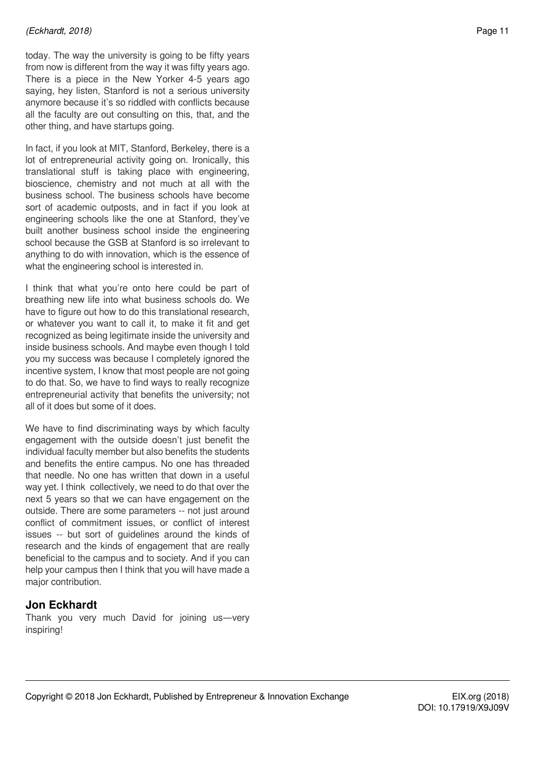today. The way the university is going to be fifty years from now is different from the way it was fifty years ago. There is a piece in the New Yorker 4-5 years ago saying, hey listen, Stanford is not a serious university anymore because it's so riddled with conflicts because all the faculty are out consulting on this, that, and the other thing, and have startups going.

In fact, if you look at MIT, Stanford, Berkeley, there is a lot of entrepreneurial activity going on. Ironically, this translational stuff is taking place with engineering, bioscience, chemistry and not much at all with the business school. The business schools have become sort of academic outposts, and in fact if you look at engineering schools like the one at Stanford, they've built another business school inside the engineering school because the GSB at Stanford is so irrelevant to anything to do with innovation, which is the essence of what the engineering school is interested in.

I think that what you're onto here could be part of breathing new life into what business schools do. We have to figure out how to do this translational research, or whatever you want to call it, to make it fit and get recognized as being legitimate inside the university and inside business schools. And maybe even though I told you my success was because I completely ignored the incentive system, I know that most people are not going to do that. So, we have to find ways to really recognize entrepreneurial activity that benefits the university; not all of it does but some of it does.

We have to find discriminating ways by which faculty engagement with the outside doesn't just benefit the individual faculty member but also benefits the students and benefits the entire campus. No one has threaded that needle. No one has written that down in a useful way yet. I think collectively, we need to do that over the next 5 years so that we can have engagement on the outside. There are some parameters -- not just around conflict of commitment issues, or conflict of interest issues -- but sort of guidelines around the kinds of research and the kinds of engagement that are really beneficial to the campus and to society. And if you can help your campus then I think that you will have made a major contribution.

**Jon Eckhardt**

Thank you very much David for joining us—very inspiring!